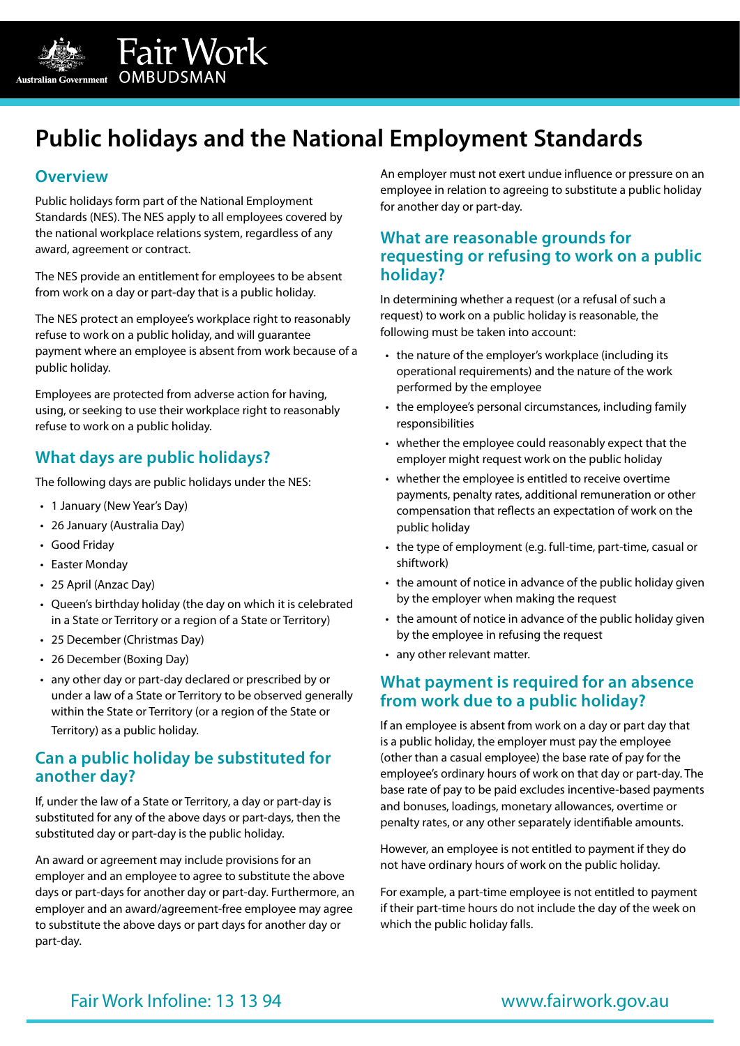# Public holidays and the National Employment Standards

## Overview

Public holidays form part of the National Employment Standards (NES). The NES apply to all employees covered by the national workplace relations system, regardless of any award, agreement or contract.

The NES provide an entitlement for employees to be absent from work on a day or part-day that is a public holiday.

The NES protect an employee's workplace right to reasonably refuse to work on a public holiday, and will guarantee payment where an employee is absent from work because of a public holiday.

Employees are protected from adverse action for having, using, or seeking to use their workplace right to reasonably refuse to work on a public holiday.

## What days are public holidays?

The following days are public holidays under the NES:

- 1 January (New Year's Day)
- 26 January (Australia Day)
- Good Friday
- Easter Monday
- 25 April (Anzac Day)
- Queen's birthday holiday (the day on which it is celebrated in a State or Territory or a region of a State or Territory)
- 25 December (Christmas Day)
- 26 December (Boxing Day)
- any other day or part-day declared or prescribed by or under a law of a State or Territory to be observed generally within the State or Territory (or a region of the State or Territory) as a public holiday.

## Can a public holiday be substituted for another day?

If, under the law of a State or Territory, a day or part-day is substituted for any of the above days or part-days, then the substituted day or part-day is the public holiday.

An award or agreement may include provisions for an employer and an employee to agree to substitute the above days or part-days for another day or part-day. Furthermore, an employer and an award/agreement-free employee may agree to substitute the above days or part days for another day or part-day.

An employer must not exert undue influence or pressure on an employee in relation to agreeing to substitute a public holiday for another day or part-day.

## What are reasonable grounds for requesting or refusing to work on a public holiday?

In determining whether a request (or a refusal of such a request) to work on a public holiday is reasonable, the following must be taken into account:

- the nature of the employer's workplace (including its operational requirements) and the nature of the work performed by the employee
- the employee's personal circumstances, including family responsibilities
- whether the employee could reasonably expect that the employer might request work on the public holiday
- whether the employee is entitled to receive overtime payments, penalty rates, additional remuneration or other compensation that reflects an expectation of work on the public holiday
- the type of employment (e.g. full-time, part-time, casual or shiftwork)
- the amount of notice in advance of the public holiday given by the employer when making the request
- the amount of notice in advance of the public holiday given by the employee in refusing the request
- any other relevant matter.

## What payment is required for an absence from work due to a public holiday?

If an employee is absent from work on a day or part day that is a public holiday, the employer must pay the employee (other than a casual employee) the base rate of pay for the employee's ordinary hours of work on that day or part-day. The base rate of pay to be paid excludes incentive-based payments and bonuses, loadings, monetary allowances, overtime or penalty rates, or any other separately identifiable amounts.

However, an employee is not entitled to payment if they do not have ordinary hours of work on the public holiday.

For example, a part-time employee is not entitled to payment if their part-time hours do not include the day of the week on which the public holiday falls.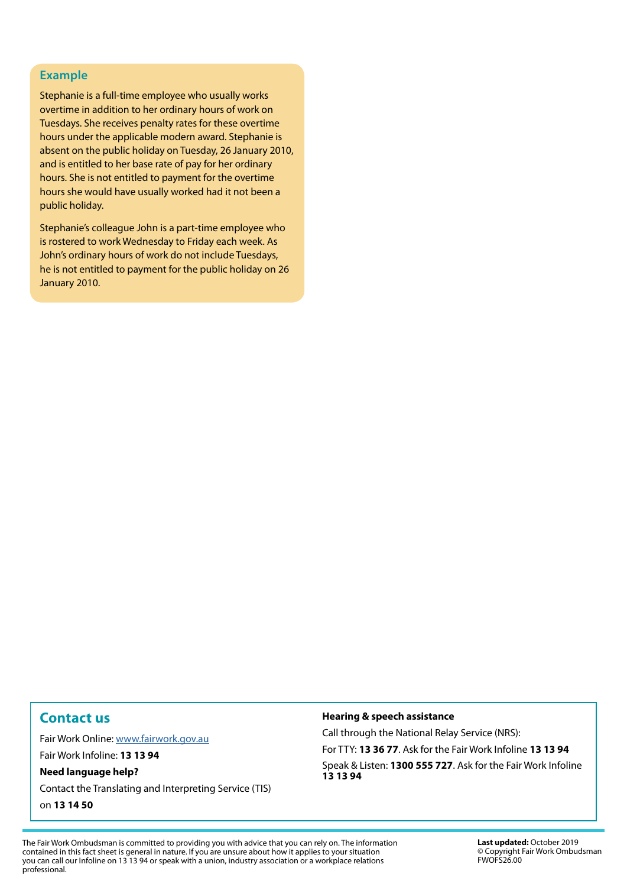### Example

Stephanie is a full-time employee who usually works overtime in addition to her ordinary hours of work on Tuesdays. She receives penalty rates for these overtime hours under the applicable modern award. Stephanie is absent on the public holiday on Tuesday, 26 January 2010, and is entitled to her base rate of pay for her ordinary hours. She is not entitled to payment for the overtime hours she would have usually worked had it not been a public holiday.

Stephanie's colleague John is a part-time employee who is rostered to work Wednesday to Friday each week. As John's ordinary hours of work do not include Tuesdays, he is not entitled to payment for the public holiday on 26 January 2010.

## Contact us

Fair Work Online: [www.fairwork.gov.au](http://www.fairwork.gov.au)

Fair Work Infoline: **13 13 94**

**Need language help?**

Contact the Translating and Interpreting Service (TIS) on **13 14 50**

**Hearing & speech assistance**

Call through the National Relay Service (NRS):

For TTY: **13 36 77**. Ask for the Fair Work Infoline **13 13 94**

Speak & Listen: **1300 555 727**. Ask for the Fair Work Infoline **13 13 94**

The Fair Work Ombudsman is committed to providing you with advice that you can rely on. The information contained in this fact sheet is general in nature. If you are unsure about how it applies to your situation you can call our Infoline on 13 13 94 or speak with a union, industry association or a workplace relations professional.

**Last updated:** October 2019
© Copyright Fair Work Ombudsman
FWOFS26.00